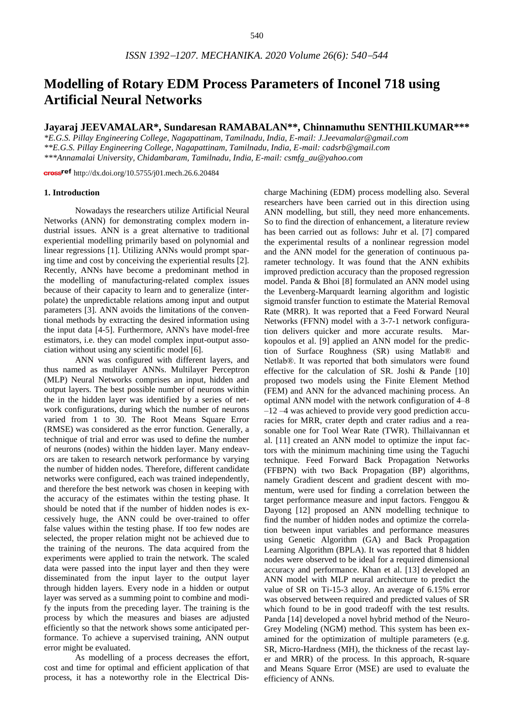# Modelling of Rotary EDM Process Parameters of Inconel 718 using Artificial Neural Networks

**Jayaraj JEEVAMALAR\*, Sundaresan RAMABALAN\*\*, Chinnamuthu SENTHILKUMAR\*\*\***

*\*E.G.S. Pillay Engineering College, Nagapattinam, Tamilnadu, India, E-mail: J.Jeevamalar@gmail.com*
*\*\*E.G.S. Pillay Engineering College, Nagapattinam, Tamilnadu, India, E-mail: cadsrb@gmail.com*
*\*\*\*Annamalai University, Chidambaram, Tamilnadu, India, E-mail: csmfg_au@yahoo.com*

crossref http://dx.doi.org/10.5755/j01.mech.26.6.20484

## 1. Introduction

Nowadays the researchers utilize Artificial Neural Networks (ANN) for demonstrating complex modern industrial issues. ANN is a great alternative to traditional experiential modelling primarily based on polynomial and linear regressions [1]. Utilizing ANNs would prompt sparing time and cost by conceiving the experiential results [2]. Recently, ANNs have become a predominant method in the modelling of manufacturing-related complex issues because of their capacity to learn and to generalize (interpolate) the unpredictable relations among input and output parameters [3]. ANN avoids the limitations of the conventional methods by extracting the desired information using the input data [4-5]. Furthermore, ANN's have model-free estimators, i.e. they can model complex input-output association without using any scientific model [6].

ANN was configured with different layers, and thus named as multilayer ANNs. Multilayer Perceptron (MLP) Neural Networks comprises an input, hidden and output layers. The best possible number of neurons within the in the hidden layer was identified by a series of network configurations, during which the number of neurons varied from 1 to 30. The Root Means Square Error (RMSE) was considered as the error function. Generally, a technique of trial and error was used to define the number of neurons (nodes) within the hidden layer. Many endeavors are taken to research network performance by varying the number of hidden nodes. Therefore, different candidate networks were configured, each was trained independently, and therefore the best network was chosen in keeping with the accuracy of the estimates within the testing phase. It should be noted that if the number of hidden nodes is excessively huge, the ANN could be over-trained to offer false values within the testing phase. If too few nodes are selected, the proper relation might not be achieved due to the training of the neurons. The data acquired from the experiments were applied to train the network. The scaled data were passed into the input layer and then they were disseminated from the input layer to the output layer through hidden layers. Every node in a hidden or output layer was served as a summing point to combine and modify the inputs from the preceding layer. The training is the process by which the measures and biases are adjusted efficiently so that the network shows some anticipated performance. To achieve a supervised training, ANN output error might be evaluated.

As modelling of a process decreases the effort, cost and time for optimal and efficient application of that process, it has a noteworthy role in the Electrical Discharge Machining (EDM) process modelling also. Several researchers have been carried out in this direction using ANN modelling, but still, they need more enhancements. So to find the direction of enhancement, a literature review has been carried out as follows: Juhr et al. [7] compared the experimental results of a nonlinear regression model and the ANN model for the generation of continuous parameter technology. It was found that the ANN exhibits improved prediction accuracy than the proposed regression model. Panda & Bhoi [8] formulated an ANN model using the Levenberg-Marquardt learning algorithm and logistic sigmoid transfer function to estimate the Material Removal Rate (MRR). It was reported that a Feed Forward Neural Networks (FFNN) model with a 3-7-1 network configuration delivers quicker and more accurate results. Markopoulos et al. [9] applied an ANN model for the prediction of Surface Roughness (SR) using Matlab® and Netlab®. It was reported that both simulators were found effective for the calculation of SR. Joshi & Pande [10] proposed two models using the Finite Element Method (FEM) and ANN for the advanced machining process. An optimal ANN model with the network configuration of 4–8 –12 –4 was achieved to provide very good prediction accuracies for MRR, crater depth and crater radius and a reasonable one for Tool Wear Rate (TWR). Thillaivannan et al. [11] created an ANN model to optimize the input factors with the minimum machining time using the Taguchi technique. Feed Forward Back Propagation Networks (FFBPN) with two Back Propagation (BP) algorithms, namely Gradient descent and gradient descent with momentum, were used for finding a correlation between the target performance measure and input factors. Fenggou & Dayong [12] proposed an ANN modelling technique to find the number of hidden nodes and optimize the correlation between input variables and performance measures using Genetic Algorithm (GA) and Back Propagation Learning Algorithm (BPLA). It was reported that 8 hidden nodes were observed to be ideal for a required dimensional accuracy and performance. Khan et al. [13] developed an ANN model with MLP neural architecture to predict the value of SR on Ti-15-3 alloy. An average of 6.15% error was observed between required and predicted values of SR which found to be in good tradeoff with the test results. Panda [14] developed a novel hybrid method of the Neuro-Grey Modeling (NGM) method. This system has been examined for the optimization of multiple parameters (e.g. SR, Micro-Hardness (MH), the thickness of the recast layer and MRR) of the process. In this approach, R-square and Means Square Error (MSE) are used to evaluate the efficiency of ANNs.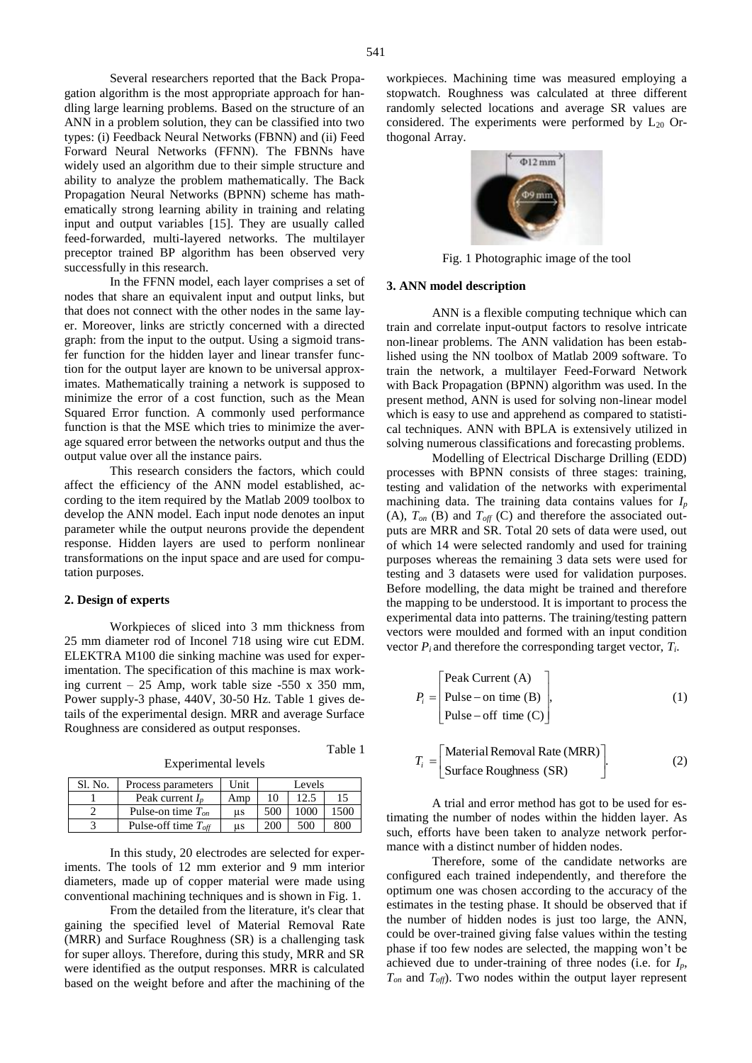Several researchers reported that the Back Propagation algorithm is the most appropriate approach for handling large learning problems. Based on the structure of an ANN in a problem solution, they can be classified into two types: (i) Feedback Neural Networks (FBNN) and (ii) Feed Forward Neural Networks (FFNN). The FBNNs have widely used an algorithm due to their simple structure and ability to analyze the problem mathematically. The Back Propagation Neural Networks (BPNN) scheme has mathematically strong learning ability in training and relating input and output variables [15]. They are usually called feed-forwarded, multi-layered networks. The multilayer preceptor trained BP algorithm has been observed very successfully in this research.

In the FFNN model, each layer comprises a set of nodes that share an equivalent input and output links, but that does not connect with the other nodes in the same layer. Moreover, links are strictly concerned with a directed graph: from the input to the output. Using a sigmoid transfer function for the hidden layer and linear transfer function for the output layer are known to be universal approximates. Mathematically training a network is supposed to minimize the error of a cost function, such as the Mean Squared Error function. A commonly used performance function is that the MSE which tries to minimize the average squared error between the networks output and thus the output value over all the instance pairs.

This research considers the factors, which could affect the efficiency of the ANN model established, according to the item required by the Matlab 2009 toolbox to develop the ANN model. Each input node denotes an input parameter while the output neurons provide the dependent response. Hidden layers are used to perform nonlinear transformations on the input space and are used for computation purposes.

## 2. Design of experts

Workpieces of sliced into 3 mm thickness from 25 mm diameter rod of Inconel 718 using wire cut EDM. ELEKTRA M100 die sinking machine was used for experimentation. The specification of this machine is max working current – 25 Amp, work table size -550 x 350 mm, Power supply-3 phase, 440V, 30-50 Hz. Table 1 gives details of the experimental design. MRR and average Surface Roughness are considered as output responses.

Table 1

Experimental levels

| Sl. No. | Process parameters | Unit | Levels | | |
|---|---|---|---|---|---|
| 1 | Peak current $I_p$ | Amp | 10 | 12.5 | 15 |
| 2 | Pulse-on time $T_{on}$ | μs | 500 | 1000 | 1500 |
| 3 | Pulse-off time $T_{off}$ | μs | 200 | 500 | 800 |

In this study, 20 electrodes are selected for experiments. The tools of 12 mm exterior and 9 mm interior diameters, made up of copper material were made using conventional machining techniques and is shown in Fig. 1.

From the detailed from the literature, it's clear that gaining the specified level of Material Removal Rate (MRR) and Surface Roughness (SR) is a challenging task for super alloys. Therefore, during this study, MRR and SR were identified as the output responses. MRR is calculated based on the weight before and after the machining of the workpieces. Machining time was measured employing a stopwatch. Roughness was calculated at three different randomly selected locations and average SR values are considered. The experiments were performed by $L_{20}$ Orthogonal Array.

Φ12 mm

Φ9 mm

Fig. 1 Photographic image of the tool

## 3. ANN model description

ANN is a flexible computing technique which can train and correlate input-output factors to resolve intricate non-linear problems. The ANN validation has been established using the NN toolbox of Matlab 2009 software. To train the network, a multilayer Feed-Forward Network with Back Propagation (BPNN) algorithm was used. In the present method, ANN is used for solving non-linear model which is easy to use and apprehend as compared to statistical techniques. ANN with BPLA is extensively utilized in solving numerous classifications and forecasting problems.

Modelling of Electrical Discharge Drilling (EDD) processes with BPNN consists of three stages: training, testing and validation of the networks with experimental machining data. The training data contains values for $I_p$ (A), $T_{on}$ (B) and $T_{off}$ (C) and therefore the associated outputs are MRR and SR. Total 20 sets of data were used, out of which 14 were selected randomly and used for training purposes whereas the remaining 3 data sets were used for testing and 3 datasets were used for validation purposes. Before modelling, the data might be trained and therefore the mapping to be understood. It is important to process the experimental data into patterns. The training/testing pattern vectors were moulded and formed with an input condition vector $P_i$ and therefore the corresponding target vector, $T_i$.

$$P_i = \begin{bmatrix} \text{Peak Current (A)} \\ \text{Pulse – on time (B)} \\ \text{Pulse – off time (C)} \end{bmatrix}, \tag{1}$$

$$T_i = \begin{bmatrix} \text{Material Removal Rate (MRR)} \\ \text{Surface Roughness (SR)} \end{bmatrix}. \tag{2}$$

A trial and error method has got to be used for estimating the number of nodes within the hidden layer. As such, efforts have been taken to analyze network performance with a distinct number of hidden nodes.

Therefore, some of the candidate networks are configured each trained independently, and therefore the optimum one was chosen according to the accuracy of the estimates in the testing phase. It should be observed that if the number of hidden nodes is just too large, the ANN, could be over-trained giving false values within the testing phase if too few nodes are selected, the mapping won't be achieved due to under-training of three nodes (i.e. for $I_p$, $T_{on}$ and $T_{off}$). Two nodes within the output layer represent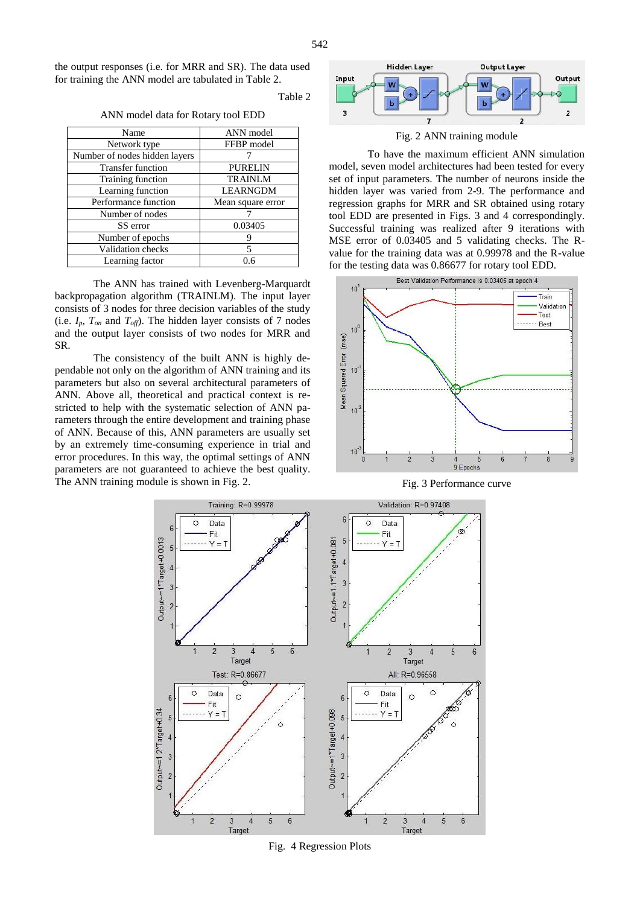the output responses (i.e. for MRR and SR). The data used for training the ANN model are tabulated in Table 2.

Table 2

ANN model data for Rotary tool EDD

| Name | ANN model |
|---|---|
| Network type | FFBP model |
| Number of nodes hidden layers | 7 |
| Transfer function | PURELIN |
| Training function | TRAINLM |
| Learning function | LEARNGDM |
| Performance function | Mean square error |
| Number of nodes | 7 |
| SS error | 0.03405 |
| Number of epochs | 9 |
| Validation checks | 5 |
| Learning factor | 0.6 |

The ANN has trained with Levenberg-Marquardt backpropagation algorithm (TRAINLM). The input layer consists of 3 nodes for three decision variables of the study (i.e. $I_p$, $T_{on}$ and $T_{off}$). The hidden layer consists of 7 nodes and the output layer consists of two nodes for MRR and SR.

The consistency of the built ANN is highly dependable not only on the algorithm of ANN training and its parameters but also on several architectural parameters of ANN. Above all, theoretical and practical context is restricted to help with the systematic selection of ANN parameters through the entire development and training phase of ANN. Because of this, ANN parameters are usually set by an extremely time-consuming experience in trial and error procedures. In this way, the optimal settings of ANN parameters are not guaranteed to achieve the best quality. The ANN training module is shown in Fig. 2.

Hidden Layer
Output Layer
Input
Output
W
b
W
b
3
7
2
2

Fig. 2 ANN training module

To have the maximum efficient ANN simulation model, seven model architectures had been tested for every set of input parameters. The number of neurons inside the hidden layer was varied from 2-9. The performance and regression graphs for MRR and SR obtained using rotary tool EDD are presented in Figs. 3 and 4 correspondingly. Successful training was realized after 9 iterations with MSE error of 0.03405 and 5 validating checks. The R-value for the training data was at 0.99978 and the R-value for the testing data was 0.86677 for rotary tool EDD.

Best Validation Performance is 0.03405 at epoch 4
Mean Squared Error (mse)
9 Epochs
Train
Validation
Test
Best

Fig. 3 Performance curve

Training: R=0.99978
Output~=1*Target+0.0013
Validation: R=0.97408
Output~=1.1*Target+0.081
Test: R=0.86677
Output~=1.2*Target+0.34
All: R=0.96558
Output~=1*Target+0.098
Data
Fit
Y = T
Target

Fig. 4 Regression Plots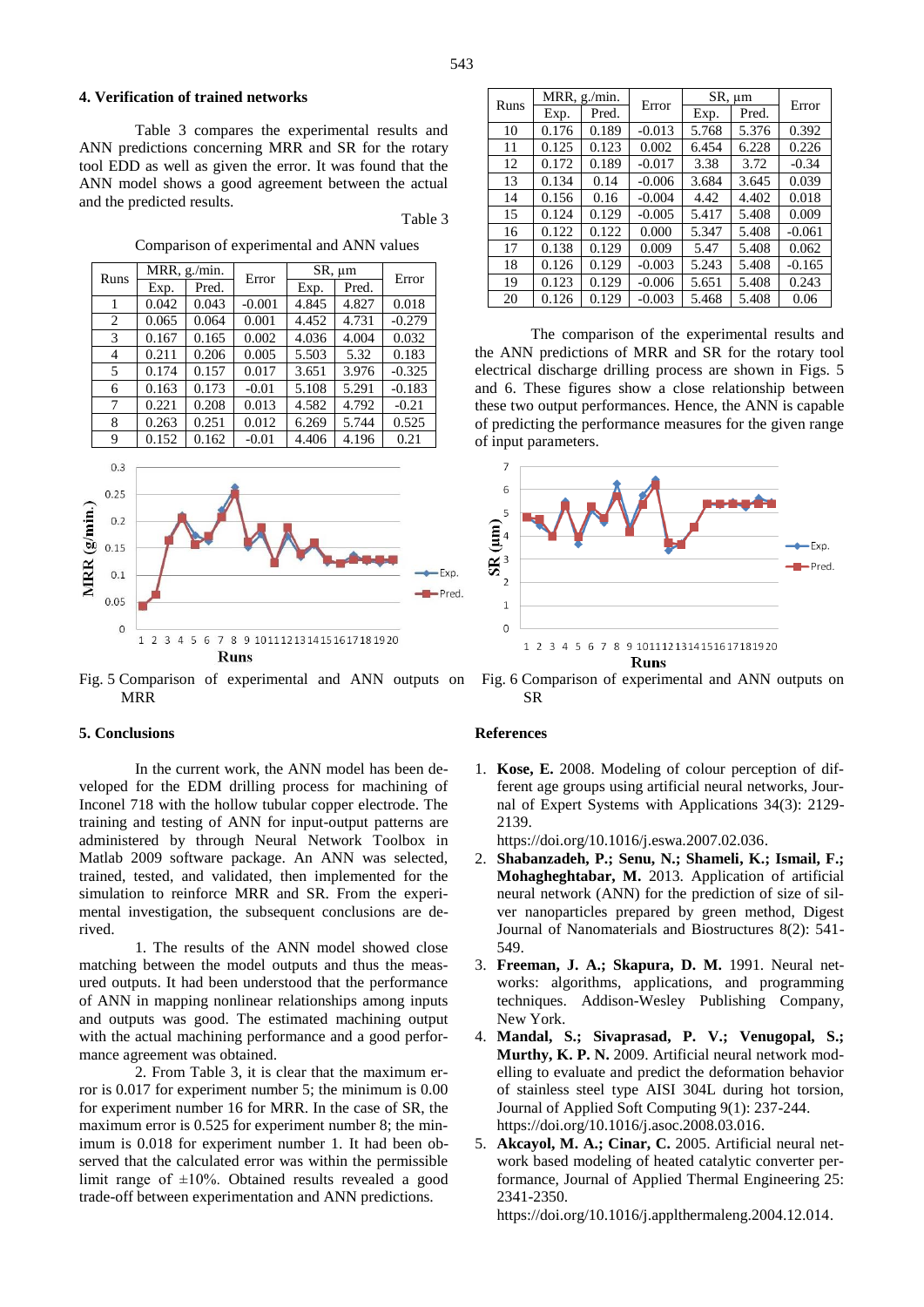## 4. Verification of trained networks

Table 3 compares the experimental results and ANN predictions concerning MRR and SR for the rotary tool EDD as well as given the error. It was found that the ANN model shows a good agreement between the actual and the predicted results.

Table 3

Comparison of experimental and ANN values

| Runs | MRR, g./min. | | Error | SR, μm | | Error |
|---|---|---|---|---|---|---|
| | Exp. | Pred. | | Exp. | Pred. | |
| 1 | 0.042 | 0.043 | -0.001 | 4.845 | 4.827 | 0.018 |
| 2 | 0.065 | 0.064 | 0.001 | 4.452 | 4.731 | -0.279 |
| 3 | 0.167 | 0.165 | 0.002 | 4.036 | 4.004 | 0.032 |
| 4 | 0.211 | 0.206 | 0.005 | 5.503 | 5.32 | 0.183 |
| 5 | 0.174 | 0.157 | 0.017 | 3.651 | 3.976 | -0.325 |
| 6 | 0.163 | 0.173 | -0.01 | 5.108 | 5.291 | -0.183 |
| 7 | 0.221 | 0.208 | 0.013 | 4.582 | 4.792 | -0.21 |
| 8 | 0.263 | 0.251 | 0.012 | 6.269 | 5.744 | 0.525 |
| 9 | 0.152 | 0.162 | -0.01 | 4.406 | 4.196 | 0.21 |
| 10 | 0.176 | 0.189 | -0.013 | 5.768 | 5.376 | 0.392 |
| 11 | 0.125 | 0.123 | 0.002 | 6.454 | 6.228 | 0.226 |
| 12 | 0.172 | 0.189 | -0.017 | 3.38 | 3.72 | -0.34 |
| 13 | 0.134 | 0.14 | -0.006 | 3.684 | 3.645 | 0.039 |
| 14 | 0.156 | 0.16 | -0.004 | 4.42 | 4.402 | 0.018 |
| 15 | 0.124 | 0.129 | -0.005 | 5.417 | 5.408 | 0.009 |
| 16 | 0.122 | 0.122 | 0.000 | 5.347 | 5.408 | -0.061 |
| 17 | 0.138 | 0.129 | 0.009 | 5.47 | 5.408 | 0.062 |
| 18 | 0.126 | 0.129 | -0.003 | 5.243 | 5.408 | -0.165 |
| 19 | 0.123 | 0.129 | -0.006 | 5.651 | 5.408 | 0.243 |
| 20 | 0.126 | 0.129 | -0.003 | 5.468 | 5.408 | 0.06 |

The comparison of the experimental results and the ANN predictions of MRR and SR for the rotary tool electrical discharge drilling process are shown in Figs. 5 and 6. These figures show a close relationship between these two output performances. Hence, the ANN is capable of predicting the performance measures for the given range of input parameters.

MRR (g/min.)
0.3
0.25
0.2
0.15
0.1
0.05
0
1 2 3 4 5 6 7 8 9 10 11 12 13 14 15 16 17 18 19 20
Runs
Exp.
Pred.

Fig. 5 Comparison of experimental and ANN outputs on MRR

SR (μm)
7
6
5
4
3
2
1
0
1 2 3 4 5 6 7 8 9 10 11 12 13 14 15 16 17 18 19 20
Runs
Exp.
Pred.

Fig. 6 Comparison of experimental and ANN outputs on SR

## 5. Conclusions

In the current work, the ANN model has been developed for the EDM drilling process for machining of Inconel 718 with the hollow tubular copper electrode. The training and testing of ANN for input-output patterns are administered by through Neural Network Toolbox in Matlab 2009 software package. An ANN was selected, trained, tested, and validated, then implemented for the simulation to reinforce MRR and SR. From the experimental investigation, the subsequent conclusions are derived.

1. The results of the ANN model showed close matching between the model outputs and thus the measured outputs. It had been understood that the performance of ANN in mapping nonlinear relationships among inputs and outputs was good. The estimated machining output with the actual machining performance and a good performance agreement was obtained.

2. From Table 3, it is clear that the maximum error is 0.017 for experiment number 5; the minimum is 0.00 for experiment number 16 for MRR. In the case of SR, the maximum error is 0.525 for experiment number 8; the minimum is 0.018 for experiment number 1. It had been observed that the calculated error was within the permissible limit range of ±10%. Obtained results revealed a good trade-off between experimentation and ANN predictions.

## References

1. **Kose, E.** 2008. Modeling of colour perception of different age groups using artificial neural networks, Journal of Expert Systems with Applications 34(3): 2129-2139.
https://doi.org/10.1016/j.eswa.2007.02.036.
2. **Shabanzadeh, P.; Senu, N.; Shameli, K.; Ismail, F.; Mohagheghtabar, M.** 2013. Application of artificial neural network (ANN) for the prediction of size of silver nanoparticles prepared by green method, Digest Journal of Nanomaterials and Biostructures 8(2): 541-549.
3. **Freeman, J. A.; Skapura, D. M.** 1991. Neural networks: algorithms, applications, and programming techniques. Addison-Wesley Publishing Company, New York.
4. **Mandal, S.; Sivaprasad, P. V.; Venugopal, S.; Murthy, K. P. N.** 2009. Artificial neural network modelling to evaluate and predict the deformation behavior of stainless steel type AISI 304L during hot torsion, Journal of Applied Soft Computing 9(1): 237-244.
https://doi.org/10.1016/j.asoc.2008.03.016.
5. **Akcayol, M. A.; Cinar, C.** 2005. Artificial neural network based modeling of heated catalytic converter performance, Journal of Applied Thermal Engineering 25: 2341-2350.
https://doi.org/10.1016/j.applthermaleng.2004.12.014.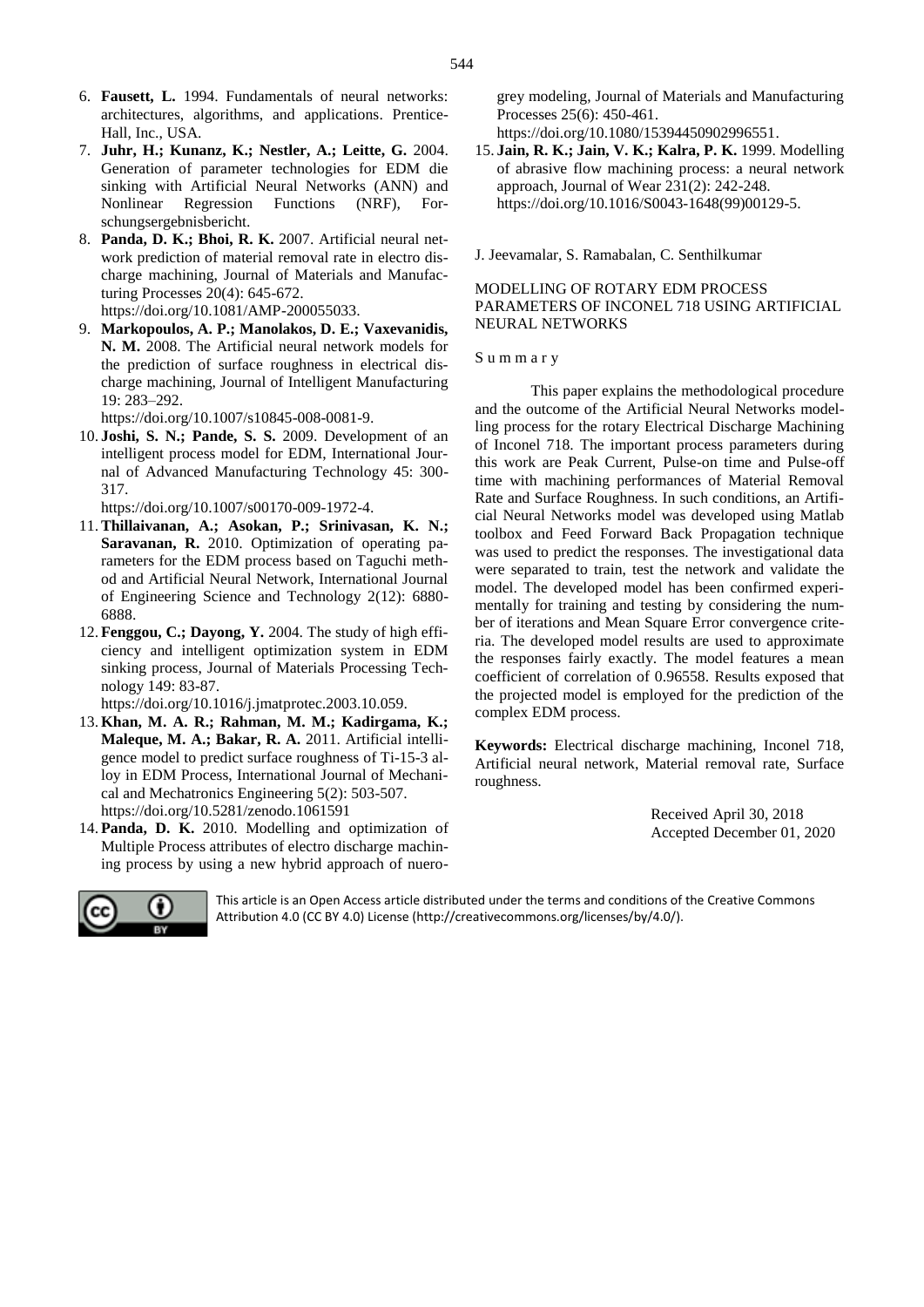6. **Fausett, L.** 1994. Fundamentals of neural networks: architectures, algorithms, and applications. Prentice-Hall, Inc., USA.
7. **Juhr, H.; Kunanz, K.; Nestler, A.; Leitte, G.** 2004. Generation of parameter technologies for EDM die sinking with Artificial Neural Networks (ANN) and Nonlinear Regression Functions (NRF), Forschungsergebnisbericht.
8. **Panda, D. K.; Bhoi, R. K.** 2007. Artificial neural network prediction of material removal rate in electro discharge machining, Journal of Materials and Manufacturing Processes 20(4): 645-672. https://doi.org/10.1081/AMP-200055033.
9. **Markopoulos, A. P.; Manolakos, D. E.; Vaxevanidis, N. M.** 2008. The Artificial neural network models for the prediction of surface roughness in electrical discharge machining, Journal of Intelligent Manufacturing 19: 283–292. https://doi.org/10.1007/s10845-008-0081-9.
10. **Joshi, S. N.; Pande, S. S.** 2009. Development of an intelligent process model for EDM, International Journal of Advanced Manufacturing Technology 45: 300-317. https://doi.org/10.1007/s00170-009-1972-4.
11. **Thillaivanan, A.; Asokan, P.; Srinivasan, K. N.; Saravanan, R.** 2010. Optimization of operating parameters for the EDM process based on Taguchi method and Artificial Neural Network, International Journal of Engineering Science and Technology 2(12): 6880-6888.
12. **Fenggou, C.; Dayong, Y.** 2004. The study of high efficiency and intelligent optimization system in EDM sinking process, Journal of Materials Processing Technology 149: 83-87. https://doi.org/10.1016/j.jmatprotec.2003.10.059.
13. **Khan, M. A. R.; Rahman, M. M.; Kadirgama, K.; Maleque, M. A.; Bakar, R. A.** 2011. Artificial intelligence model to predict surface roughness of Ti-15-3 alloy in EDM Process, International Journal of Mechanical and Mechatronics Engineering 5(2): 503-507. https://doi.org/10.5281/zenodo.1061591
14. **Panda, D. K.** 2010. Modelling and optimization of Multiple Process attributes of electro discharge machining process by using a new hybrid approach of nuero-grey modeling, Journal of Materials and Manufacturing Processes 25(6): 450-461. https://doi.org/10.1080/15394450902996551.
15. **Jain, R. K.; Jain, V. K.; Kalra, P. K.** 1999. Modelling of abrasive flow machining process: a neural network approach, Journal of Wear 231(2): 242-248. https://doi.org/10.1016/S0043-1648(99)00129-5.

J. Jeevamalar, S. Ramabalan, C. Senthilkumar

MODELLING OF ROTARY EDM PROCESS PARAMETERS OF INCONEL 718 USING ARTIFICIAL NEURAL NETWORKS

S u m m a r y

This paper explains the methodological procedure and the outcome of the Artificial Neural Networks modelling process for the rotary Electrical Discharge Machining of Inconel 718. The important process parameters during this work are Peak Current, Pulse-on time and Pulse-off time with machining performances of Material Removal Rate and Surface Roughness. In such conditions, an Artificial Neural Networks model was developed using Matlab toolbox and Feed Forward Back Propagation technique was used to predict the responses. The investigational data were separated to train, test the network and validate the model. The developed model has been confirmed experimentally for training and testing by considering the number of iterations and Mean Square Error convergence criteria. The developed model results are used to approximate the responses fairly exactly. The model features a mean coefficient of correlation of 0.96558. Results exposed that the projected model is employed for the prediction of the complex EDM process.

**Keywords:** Electrical discharge machining, Inconel 718, Artificial neural network, Material removal rate, Surface roughness.

Received April 30, 2018
Accepted December 01, 2020

This article is an Open Access article distributed under the terms and conditions of the Creative Commons Attribution 4.0 (CC BY 4.0) License (http://creativecommons.org/licenses/by/4.0/).